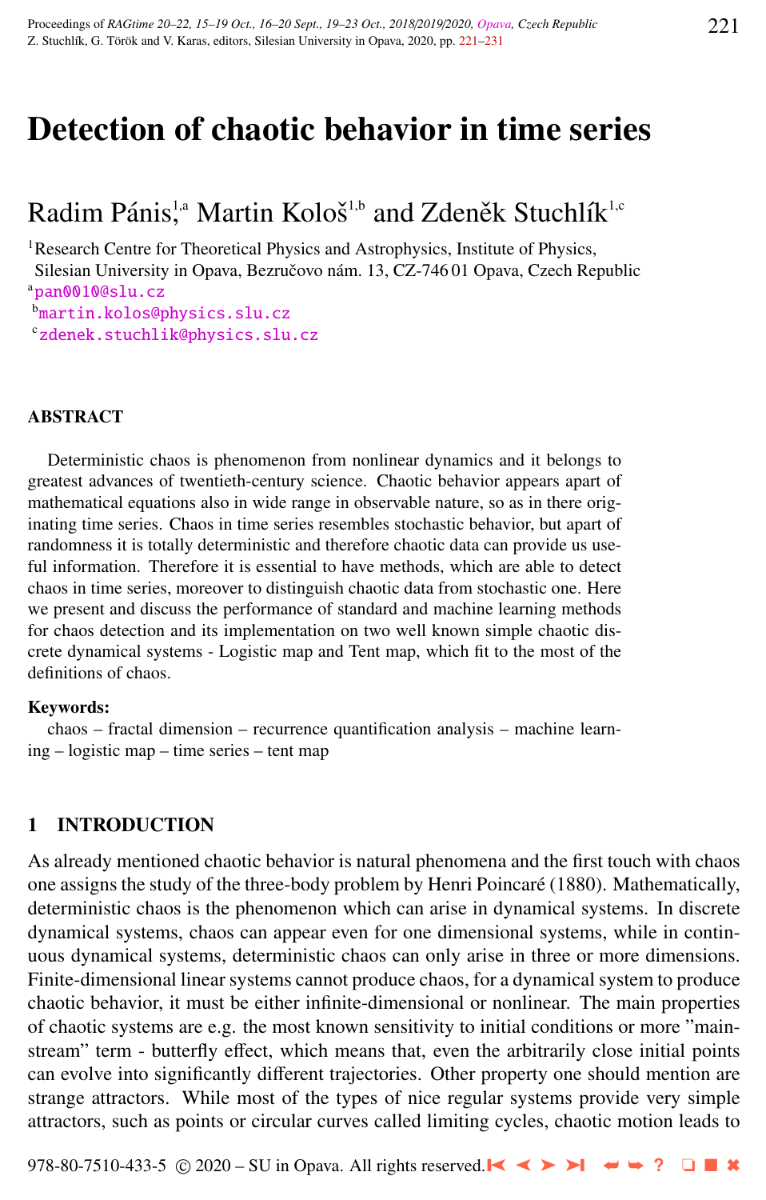# Detection of chaotic behavior in time series

Radim Pánis,[1,a] Martin Kološ[1,b] and Zdeněk Stuchlík[1,c]

[1]Research Centre for Theoretical Physics and Astrophysics, Institute of Physics, Silesian University in Opava, Bezručovo nám. 13, CZ-746 01 Opava, Czech Republic
[a]pan0010@slu.cz
[b]martin.kolos@physics.slu.cz
[c]zdenek.stuchlik@physics.slu.cz

## ABSTRACT

Deterministic chaos is phenomenon from nonlinear dynamics and it belongs to greatest advances of twentieth-century science. Chaotic behavior appears apart of mathematical equations also in wide range in observable nature, so as in there originating time series. Chaos in time series resembles stochastic behavior, but apart of randomness it is totally deterministic and therefore chaotic data can provide us useful information. Therefore it is essential to have methods, which are able to detect chaos in time series, moreover to distinguish chaotic data from stochastic one. Here we present and discuss the performance of standard and machine learning methods for chaos detection and its implementation on two well known simple chaotic discrete dynamical systems - Logistic map and Tent map, which fit to the most of the definitions of chaos.

**Keywords:** chaos – fractal dimension – recurrence quantification analysis – machine learning – logistic map – time series – tent map

## 1 INTRODUCTION

As already mentioned chaotic behavior is natural phenomena and the first touch with chaos one assigns the study of the three-body problem by Henri Poincaré (1880). Mathematically, deterministic chaos is the phenomenon which can arise in dynamical systems. In discrete dynamical systems, chaos can appear even for one dimensional systems, while in continuous dynamical systems, deterministic chaos can only arise in three or more dimensions. Finite-dimensional linear systems cannot produce chaos, for a dynamical system to produce chaotic behavior, it must be either infinite-dimensional or nonlinear. The main properties of chaotic systems are e.g. the most known sensitivity to initial conditions or more "mainstream" term - butterfly effect, which means that, even the arbitrarily close initial points can evolve into significantly different trajectories. Other property one should mention are strange attractors. While most of the types of nice regular systems provide very simple attractors, such as points or circular curves called limiting cycles, chaotic motion leads to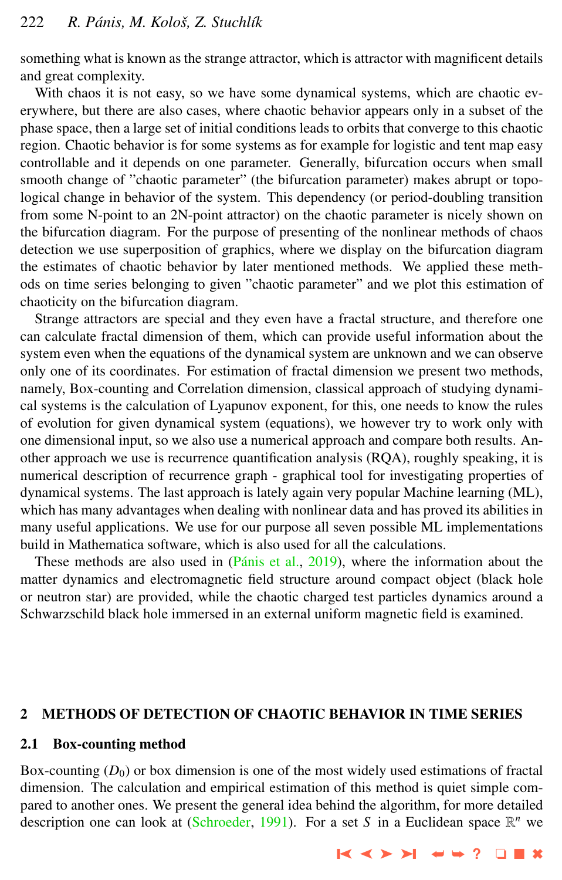something what is known as the strange attractor, which is attractor with magnificent details and great complexity.

With chaos it is not easy, so we have some dynamical systems, which are chaotic everywhere, but there are also cases, where chaotic behavior appears only in a subset of the phase space, then a large set of initial conditions leads to orbits that converge to this chaotic region. Chaotic behavior is for some systems as for example for logistic and tent map easy controllable and it depends on one parameter. Generally, bifurcation occurs when small smooth change of "chaotic parameter" (the bifurcation parameter) makes abrupt or topological change in behavior of the system. This dependency (or period-doubling transition from some N-point to an 2N-point attractor) on the chaotic parameter is nicely shown on the bifurcation diagram. For the purpose of presenting of the nonlinear methods of chaos detection we use superposition of graphics, where we display on the bifurcation diagram the estimates of chaotic behavior by later mentioned methods. We applied these methods on time series belonging to given "chaotic parameter" and we plot this estimation of chaoticity on the bifurcation diagram.

Strange attractors are special and they even have a fractal structure, and therefore one can calculate fractal dimension of them, which can provide useful information about the system even when the equations of the dynamical system are unknown and we can observe only one of its coordinates. For estimation of fractal dimension we present two methods, namely, Box-counting and Correlation dimension, classical approach of studying dynamical systems is the calculation of Lyapunov exponent, for this, one needs to know the rules of evolution for given dynamical system (equations), we however try to work only with one dimensional input, so we also use a numerical approach and compare both results. Another approach we use is recurrence quantification analysis (RQA), roughly speaking, it is numerical description of recurrence graph - graphical tool for investigating properties of dynamical systems. The last approach is lately again very popular Machine learning (ML), which has many advantages when dealing with nonlinear data and has proved its abilities in many useful applications. We use for our purpose all seven possible ML implementations build in Mathematica software, which is also used for all the calculations.

These methods are also used in (Pánis et al., 2019), where the information about the matter dynamics and electromagnetic field structure around compact object (black hole or neutron star) are provided, while the chaotic charged test particles dynamics around a Schwarzschild black hole immersed in an external uniform magnetic field is examined.

## 2 METHODS OF DETECTION OF CHAOTIC BEHAVIOR IN TIME SERIES

### 2.1 Box-counting method

Box-counting ($D_0$) or box dimension is one of the most widely used estimations of fractal dimension. The calculation and empirical estimation of this method is quiet simple compared to another ones. We present the general idea behind the algorithm, for more detailed description one can look at (Schroeder, 1991). For a set $S$ in a Euclidean space $\mathbb{R}^n$ we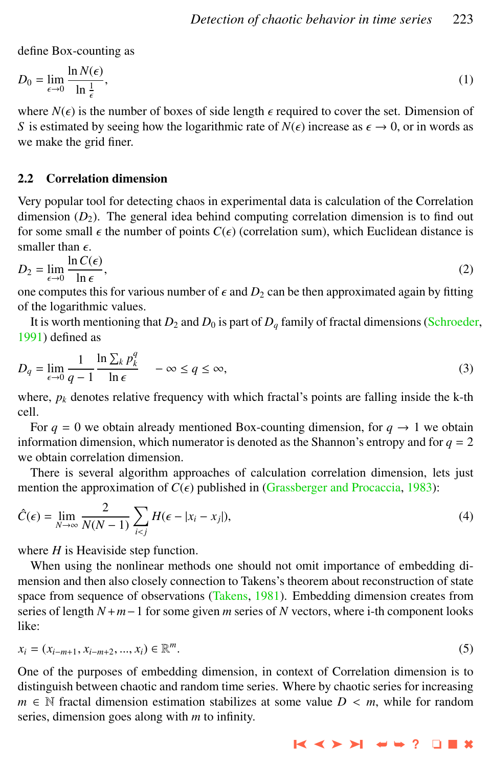define Box-counting as

$$D_0 = \lim_{\epsilon \to 0} \frac{\ln N(\epsilon)}{\ln \frac{1}{\epsilon}}, \tag{1}$$

where $N(\epsilon)$ is the number of boxes of side length $\epsilon$ required to cover the set. Dimension of $S$ is estimated by seeing how the logarithmic rate of $N(\epsilon)$ increase as $\epsilon \to 0$, or in words as we make the grid finer.

## 2.2 Correlation dimension

Very popular tool for detecting chaos in experimental data is calculation of the Correlation dimension ($D_2$). The general idea behind computing correlation dimension is to find out for some small $\epsilon$ the number of points $C(\epsilon)$ (correlation sum), which Euclidean distance is smaller than $\epsilon$.

$$D_2 = \lim_{\epsilon \to 0} \frac{\ln C(\epsilon)}{\ln \epsilon}, \tag{2}$$

one computes this for various number of $\epsilon$ and $D_2$ can be then approximated again by fitting of the logarithmic values.

It is worth mentioning that $D_2$ and $D_0$ is part of $D_q$ family of fractal dimensions (Schroeder, 1991) defined as

$$D_q = \lim_{\epsilon \to 0} \frac{1}{q-1} \frac{\ln \sum_k p_k^q}{\ln \epsilon} \quad -\infty \leq q \leq \infty, \tag{3}$$

where, $p_k$ denotes relative frequency with which fractal's points are falling inside the k-th cell.

For $q = 0$ we obtain already mentioned Box-counting dimension, for $q \to 1$ we obtain information dimension, which numerator is denoted as the Shannon's entropy and for $q = 2$ we obtain correlation dimension.

There is several algorithm approaches of calculation correlation dimension, lets just mention the approximation of $C(\epsilon)$ published in (Grassberger and Procaccia, 1983):

$$\hat{C}(\epsilon) = \lim_{N \to \infty} \frac{2}{N(N-1)} \sum_{i<j} H(\epsilon - |x_i - x_j|), \tag{4}$$

where $H$ is Heaviside step function.

When using the nonlinear methods one should not omit importance of embedding dimension and then also closely connection to Takens's theorem about reconstruction of state space from sequence of observations (Takens, 1981). Embedding dimension creates from series of length $N + m - 1$ for some given $m$ series of $N$ vectors, where i-th component looks like:

$$x_i = (x_{i-m+1}, x_{i-m+2}, ..., x_i) \in \mathbb{R}^m. \tag{5}$$

One of the purposes of embedding dimension, in context of Correlation dimension is to distinguish between chaotic and random time series. Where by chaotic series for increasing $m \in \mathbb{N}$ fractal dimension estimation stabilizes at some value $D < m$, while for random series, dimension goes along with $m$ to infinity.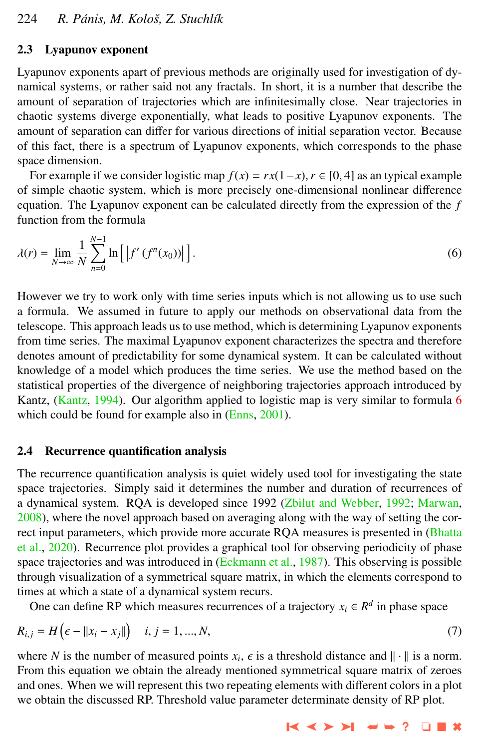### 2.3 Lyapunov exponent

Lyapunov exponents apart of previous methods are originally used for investigation of dynamical systems, or rather said not any fractals. In short, it is a number that describe the amount of separation of trajectories which are infinitesimally close. Near trajectories in chaotic systems diverge exponentially, what leads to positive Lyapunov exponents. The amount of separation can differ for various directions of initial separation vector. Because of this fact, there is a spectrum of Lyapunov exponents, which corresponds to the phase space dimension.

For example if we consider logistic map $f(x) = rx(1-x), r \in [0, 4]$ as an typical example of simple chaotic system, which is more precisely one-dimensional nonlinear difference equation. The Lyapunov exponent can be calculated directly from the expression of the $f$ function from the formula

$$\lambda(r) = \lim_{N\to\infty} \frac{1}{N} \sum_{n=0}^{N-1} \ln\left[ \left| f'\left(f^n(x_0)\right) \right| \right]. \tag{6}$$

However we try to work only with time series inputs which is not allowing us to use such a formula. We assumed in future to apply our methods on observational data from the telescope. This approach leads us to use method, which is determining Lyapunov exponents from time series. The maximal Lyapunov exponent characterizes the spectra and therefore denotes amount of predictability for some dynamical system. It can be calculated without knowledge of a model which produces the time series. We use the method based on the statistical properties of the divergence of neighboring trajectories approach introduced by Kantz, (Kantz, 1994). Our algorithm applied to logistic map is very similar to formula 6 which could be found for example also in (Enns, 2001).

### 2.4 Recurrence quantification analysis

The recurrence quantification analysis is quiet widely used tool for investigating the state space trajectories. Simply said it determines the number and duration of recurrences of a dynamical system. RQA is developed since 1992 (Zbilut and Webber, 1992; Marwan, 2008), where the novel approach based on averaging along with the way of setting the correct input parameters, which provide more accurate RQA measures is presented in (Bhatta et al., 2020). Recurrence plot provides a graphical tool for observing periodicity of phase space trajectories and was introduced in (Eckmann et al., 1987). This observing is possible through visualization of a symmetrical square matrix, in which the elements correspond to times at which a state of a dynamical system recurs.

One can define RP which measures recurrences of a trajectory $x_i \in R^d$ in phase space

$$R_{i,j} = H\left(\epsilon - \|x_i - x_j\|\right) \quad i, j = 1, ..., N, \tag{7}$$

where $N$ is the number of measured points $x_i$, $\epsilon$ is a threshold distance and $\|\cdot\|$ is a norm. From this equation we obtain the already mentioned symmetrical square matrix of zeroes and ones. When we will represent this two repeating elements with different colors in a plot we obtain the discussed RP. Threshold value parameter determinate density of RP plot.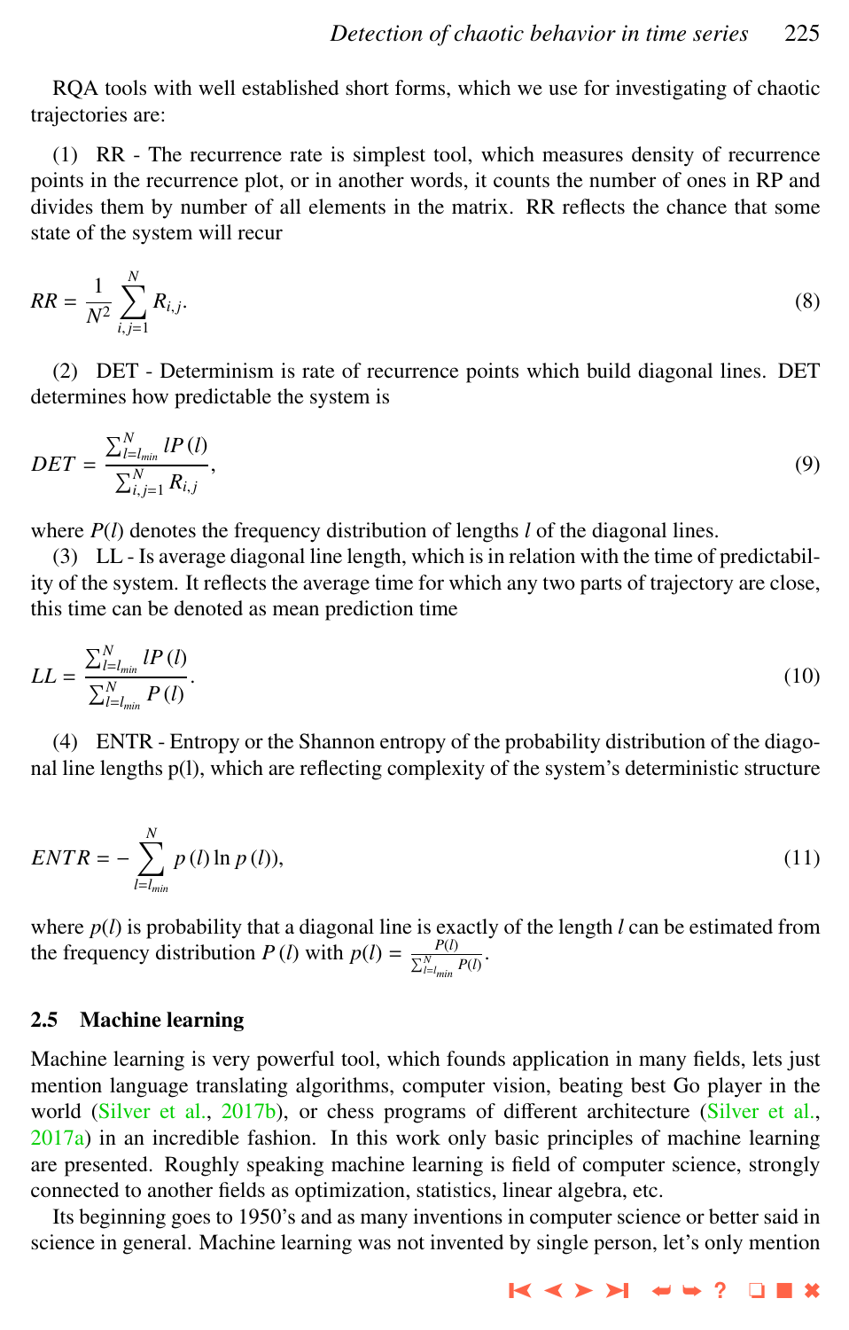RQA tools with well established short forms, which we use for investigating of chaotic trajectories are:

(1) RR - The recurrence rate is simplest tool, which measures density of recurrence points in the recurrence plot, or in another words, it counts the number of ones in RP and divides them by number of all elements in the matrix. RR reflects the chance that some state of the system will recur

$$RR = \frac{1}{N^2} \sum_{i,j=1}^{N} R_{i,j}. \tag{8}$$

(2) DET - Determinism is rate of recurrence points which build diagonal lines. DET determines how predictable the system is

$$DET = \frac{\sum_{l=l_{min}}^{N} lP(l)}{\sum_{i,j=1}^{N} R_{i,j}}, \tag{9}$$

where $P(l)$ denotes the frequency distribution of lengths $l$ of the diagonal lines.

(3) LL - Is average diagonal line length, which is in relation with the time of predictability of the system. It reflects the average time for which any two parts of trajectory are close, this time can be denoted as mean prediction time

$$LL = \frac{\sum_{l=l_{min}}^{N} lP(l)}{\sum_{l=l_{min}}^{N} P(l)}. \tag{10}$$

(4) ENTR - Entropy or the Shannon entropy of the probability distribution of the diagonal line lengths p(l), which are reflecting complexity of the system's deterministic structure

$$ENTR = -\sum_{l=l_{min}}^{N} p(l) \ln p(l)), \tag{11}$$

where $p(l)$ is probability that a diagonal line is exactly of the length $l$ can be estimated from the frequency distribution $P(l)$ with $p(l) = \frac{P(l)}{\sum_{l=l_{min}}^{N} P(l)}$.

## 2.5 Machine learning

Machine learning is very powerful tool, which founds application in many fields, lets just mention language translating algorithms, computer vision, beating best Go player in the world (Silver et al., 2017b), or chess programs of different architecture (Silver et al., 2017a) in an incredible fashion. In this work only basic principles of machine learning are presented. Roughly speaking machine learning is field of computer science, strongly connected to another fields as optimization, statistics, linear algebra, etc.

Its beginning goes to 1950's and as many inventions in computer science or better said in science in general. Machine learning was not invented by single person, let's only mention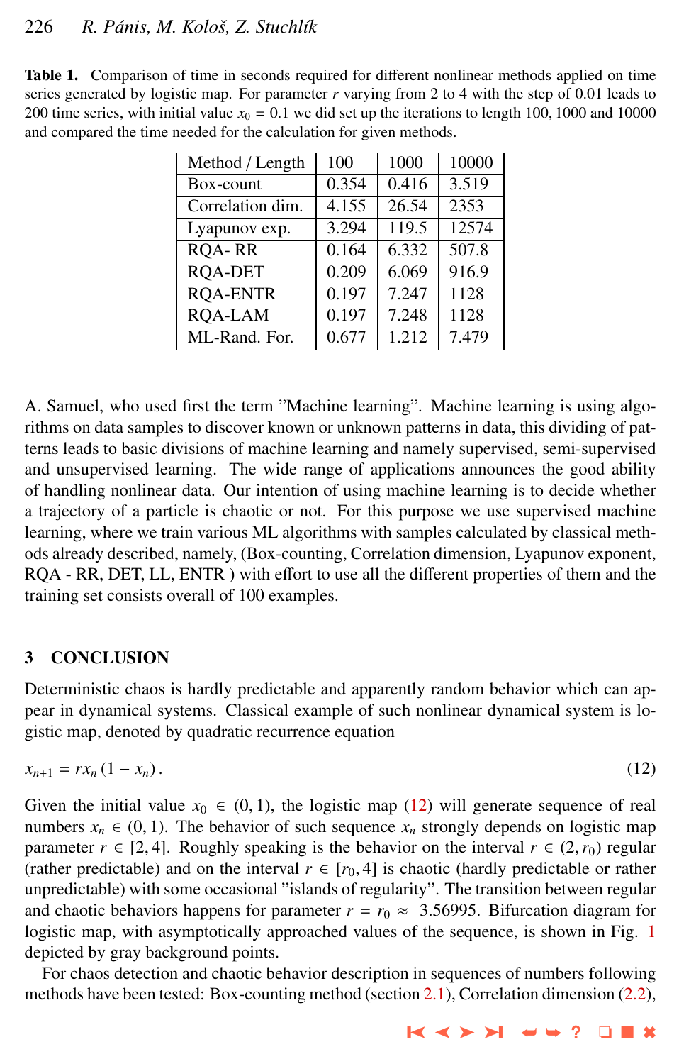**Table 1.** Comparison of time in seconds required for different nonlinear methods applied on time series generated by logistic map. For parameter $r$ varying from 2 to 4 with the step of 0.01 leads to 200 time series, with initial value $x_0 = 0.1$ we did set up the iterations to length 100, 1000 and 10000 and compared the time needed for the calculation for given methods.

| Method / Length | 100 | 1000 | 10000 |
|---|---|---|---|
| Box-count | 0.354 | 0.416 | 3.519 |
| Correlation dim. | 4.155 | 26.54 | 2353 |
| Lyapunov exp. | 3.294 | 119.5 | 12574 |
| RQA- RR | 0.164 | 6.332 | 507.8 |
| RQA-DET | 0.209 | 6.069 | 916.9 |
| RQA-ENTR | 0.197 | 7.247 | 1128 |
| RQA-LAM | 0.197 | 7.248 | 1128 |
| ML-Rand. For. | 0.677 | 1.212 | 7.479 |

A. Samuel, who used first the term "Machine learning". Machine learning is using algorithms on data samples to discover known or unknown patterns in data, this dividing of patterns leads to basic divisions of machine learning and namely supervised, semi-supervised and unsupervised learning. The wide range of applications announces the good ability of handling nonlinear data. Our intention of using machine learning is to decide whether a trajectory of a particle is chaotic or not. For this purpose we use supervised machine learning, where we train various ML algorithms with samples calculated by classical methods already described, namely, (Box-counting, Correlation dimension, Lyapunov exponent, RQA - RR, DET, LL, ENTR ) with effort to use all the different properties of them and the training set consists overall of 100 examples.

## 3 CONCLUSION

Deterministic chaos is hardly predictable and apparently random behavior which can appear in dynamical systems. Classical example of such nonlinear dynamical system is logistic map, denoted by quadratic recurrence equation

$$x_{n+1} = r x_n \left(1 - x_n\right). \tag{12}$$

Given the initial value $x_0 \in (0,1)$, the logistic map (12) will generate sequence of real numbers $x_n \in (0,1)$. The behavior of such sequence $x_n$ strongly depends on logistic map parameter $r \in [2,4]$. Roughly speaking is the behavior on the interval $r \in (2, r_0)$ regular (rather predictable) and on the interval $r \in [r_0, 4]$ is chaotic (hardly predictable or rather unpredictable) with some occasional "islands of regularity". The transition between regular and chaotic behaviors happens for parameter $r = r_0 \approx 3.56995$. Bifurcation diagram for logistic map, with asymptotically approached values of the sequence, is shown in Fig. 1 depicted by gray background points.

For chaos detection and chaotic behavior description in sequences of numbers following methods have been tested: Box-counting method (section 2.1), Correlation dimension (2.2),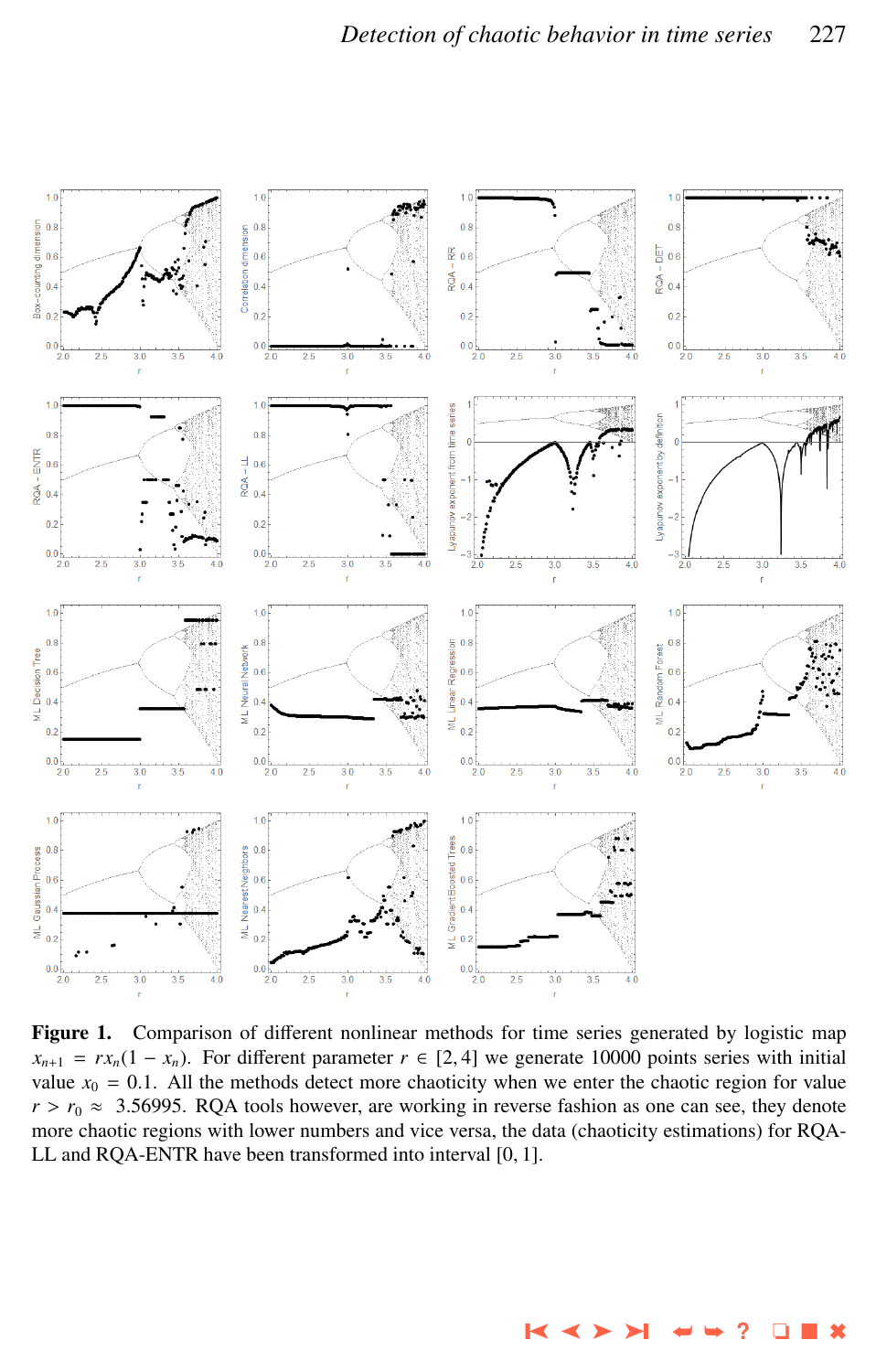**Figure 1.** Comparison of different nonlinear methods for time series generated by logistic map $x_{n+1} = rx_n(1 - x_n)$. For different parameter $r \in [2, 4]$ we generate 10000 points series with initial value $x_0 = 0.1$. All the methods detect more chaoticity when we enter the chaotic region for value $r > r_0 \approx 3.56995$. RQA tools however, are working in reverse fashion as one can see, they denote more chaotic regions with lower numbers and vice versa, the data (chaoticity estimations) for RQA-LL and RQA-ENTR have been transformed into interval $[0, 1]$.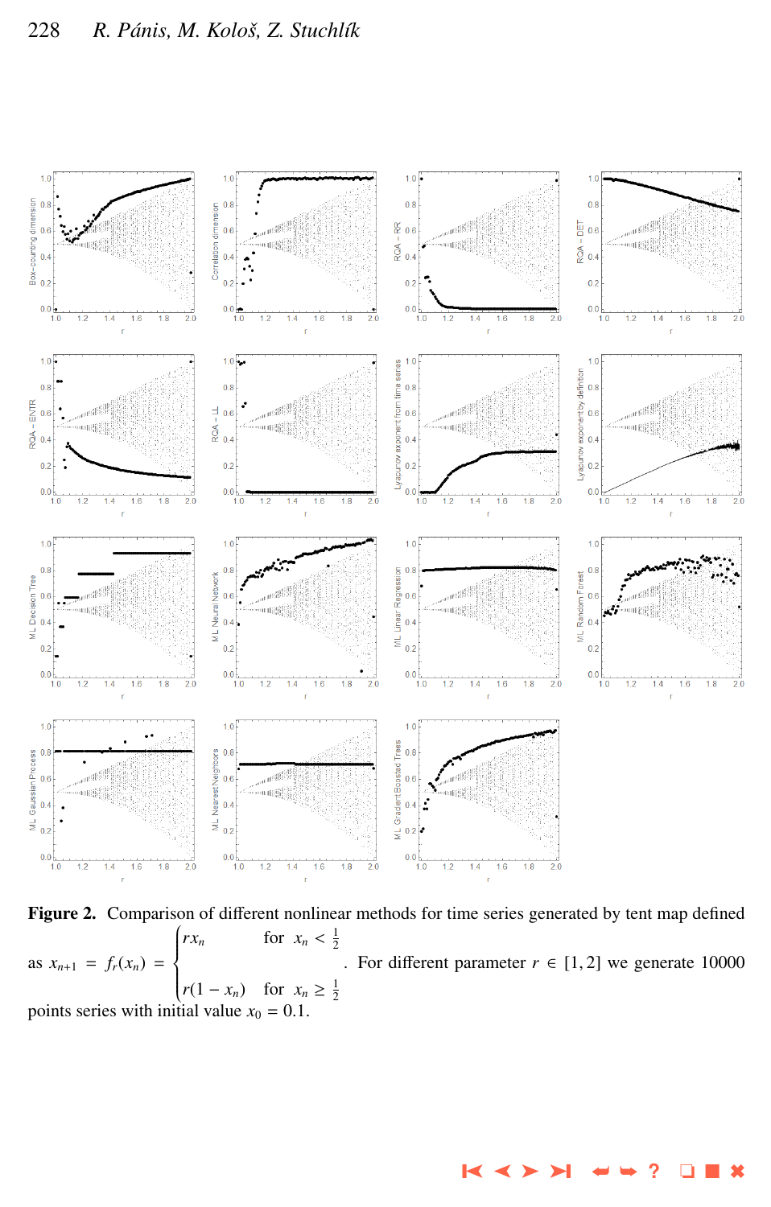**Figure 2.** Comparison of different nonlinear methods for time series generated by tent map defined as $x_{n+1} = f_r(x_n) = \begin{cases} r x_n & \text{for } x_n < \frac{1}{2} \\ r(1 - x_n) & \text{for } x_n \geq \frac{1}{2} \end{cases}$. For different parameter $r \in [1, 2]$ we generate 10000 points series with initial value $x_0 = 0.1$.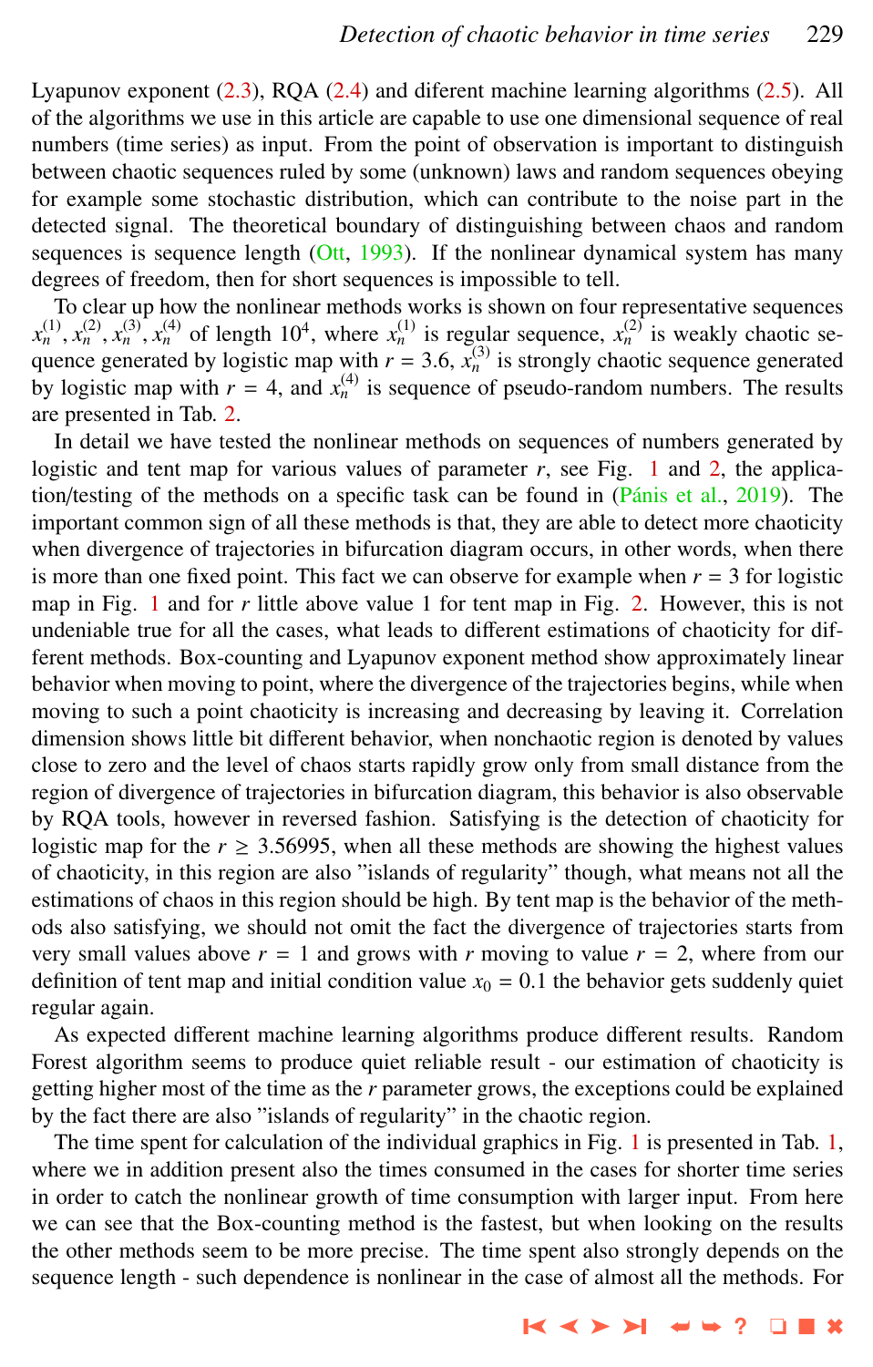Lyapunov exponent (2.3), RQA (2.4) and diferent machine learning algorithms (2.5). All of the algorithms we use in this article are capable to use one dimensional sequence of real numbers (time series) as input. From the point of observation is important to distinguish between chaotic sequences ruled by some (unknown) laws and random sequences obeying for example some stochastic distribution, which can contribute to the noise part in the detected signal. The theoretical boundary of distinguishing between chaos and random sequences is sequence length (Ott, 1993). If the nonlinear dynamical system has many degrees of freedom, then for short sequences is impossible to tell.

To clear up how the nonlinear methods works is shown on four representative sequences $x_n^{(1)}, x_n^{(2)}, x_n^{(3)}, x_n^{(4)}$ of length $10^4$, where $x_n^{(1)}$ is regular sequence, $x_n^{(2)}$ is weakly chaotic sequence generated by logistic map with $r = 3.6$, $x_n^{(3)}$ is strongly chaotic sequence generated by logistic map with $r = 4$, and $x_n^{(4)}$ is sequence of pseudo-random numbers. The results are presented in Tab. 2.

In detail we have tested the nonlinear methods on sequences of numbers generated by logistic and tent map for various values of parameter $r$, see Fig. 1 and 2, the application/testing of the methods on a specific task can be found in (Pánis et al., 2019). The important common sign of all these methods is that, they are able to detect more chaoticity when divergence of trajectories in bifurcation diagram occurs, in other words, when there is more than one fixed point. This fact we can observe for example when $r = 3$ for logistic map in Fig. 1 and for $r$ little above value 1 for tent map in Fig. 2. However, this is not undeniable true for all the cases, what leads to different estimations of chaoticity for different methods. Box-counting and Lyapunov exponent method show approximately linear behavior when moving to point, where the divergence of the trajectories begins, while when moving to such a point chaoticity is increasing and decreasing by leaving it. Correlation dimension shows little bit different behavior, when nonchaotic region is denoted by values close to zero and the level of chaos starts rapidly grow only from small distance from the region of divergence of trajectories in bifurcation diagram, this behavior is also observable by RQA tools, however in reversed fashion. Satisfying is the detection of chaoticity for logistic map for the $r \geq 3.56995$, when all these methods are showing the highest values of chaoticity, in this region are also "islands of regularity" though, what means not all the estimations of chaos in this region should be high. By tent map is the behavior of the methods also satisfying, we should not omit the fact the divergence of trajectories starts from very small values above $r = 1$ and grows with $r$ moving to value $r = 2$, where from our definition of tent map and initial condition value $x_0 = 0.1$ the behavior gets suddenly quiet regular again.

As expected different machine learning algorithms produce different results. Random Forest algorithm seems to produce quiet reliable result - our estimation of chaoticity is getting higher most of the time as the $r$ parameter grows, the exceptions could be explained by the fact there are also "islands of regularity" in the chaotic region.

The time spent for calculation of the individual graphics in Fig. 1 is presented in Tab. 1, where we in addition present also the times consumed in the cases for shorter time series in order to catch the nonlinear growth of time consumption with larger input. From here we can see that the Box-counting method is the fastest, but when looking on the results the other methods seem to be more precise. The time spent also strongly depends on the sequence length - such dependence is nonlinear in the case of almost all the methods. For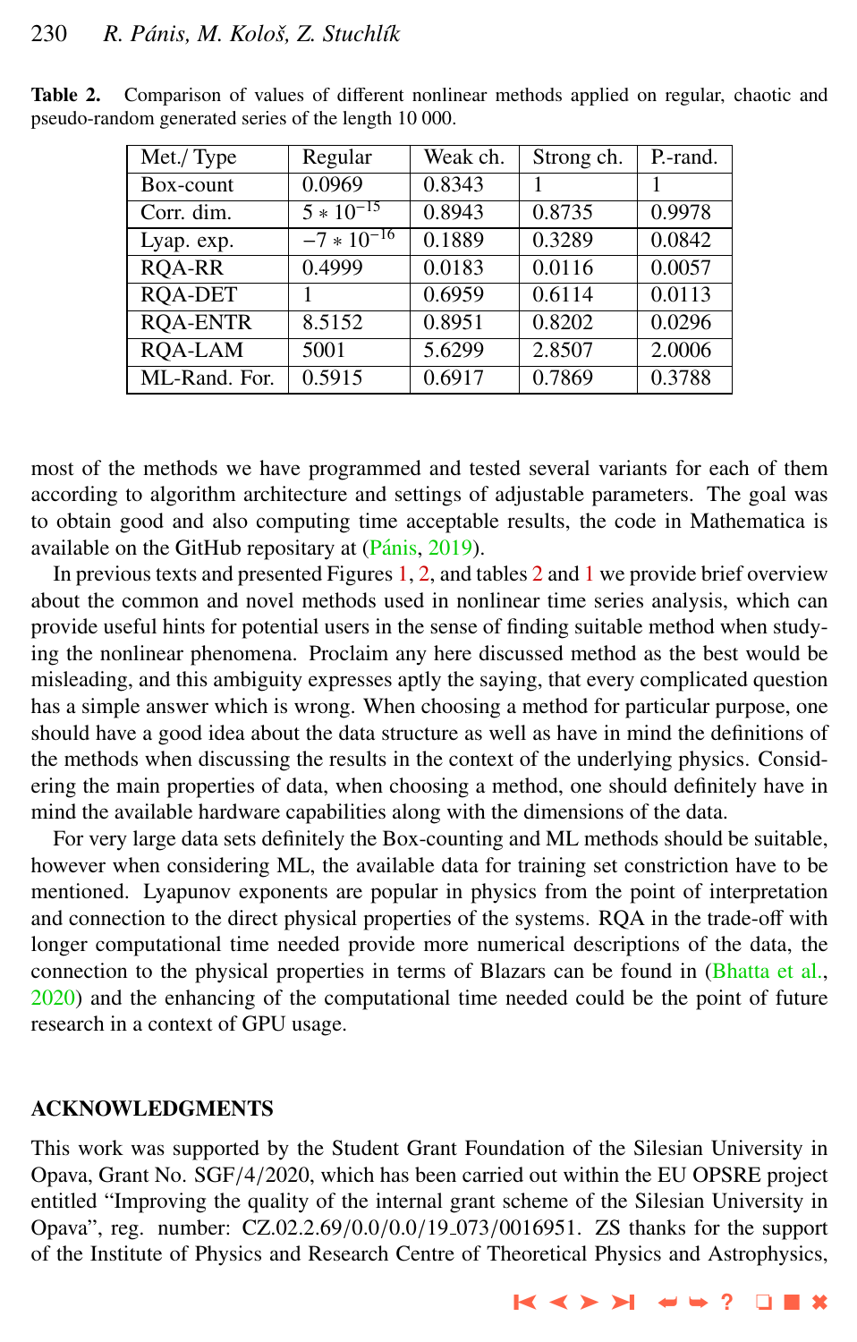**Table 2.** Comparison of values of different nonlinear methods applied on regular, chaotic and pseudo-random generated series of the length 10 000.

| Met./ Type | Regular | Weak ch. | Strong ch. | P.-rand. |
|---|---|---|---|---|
| Box-count | 0.0969 | 0.8343 | 1 | 1 |
| Corr. dim. | $5 * 10^{-15}$ | 0.8943 | 0.8735 | 0.9978 |
| Lyap. exp. | $-7 * 10^{-16}$ | 0.1889 | 0.3289 | 0.0842 |
| RQA-RR | 0.4999 | 0.0183 | 0.0116 | 0.0057 |
| RQA-DET | 1 | 0.6959 | 0.6114 | 0.0113 |
| RQA-ENTR | 8.5152 | 0.8951 | 0.8202 | 0.0296 |
| RQA-LAM | 5001 | 5.6299 | 2.8507 | 2.0006 |
| ML-Rand. For. | 0.5915 | 0.6917 | 0.7869 | 0.3788 |

most of the methods we have programmed and tested several variants for each of them according to algorithm architecture and settings of adjustable parameters. The goal was to obtain good and also computing time acceptable results, the code in Mathematica is available on the GitHub repositary at (Pánis, 2019).

In previous texts and presented Figures 1, 2, and tables 2 and 1 we provide brief overview about the common and novel methods used in nonlinear time series analysis, which can provide useful hints for potential users in the sense of finding suitable method when studying the nonlinear phenomena. Proclaim any here discussed method as the best would be misleading, and this ambiguity expresses aptly the saying, that every complicated question has a simple answer which is wrong. When choosing a method for particular purpose, one should have a good idea about the data structure as well as have in mind the definitions of the methods when discussing the results in the context of the underlying physics. Considering the main properties of data, when choosing a method, one should definitely have in mind the available hardware capabilities along with the dimensions of the data.

For very large data sets definitely the Box-counting and ML methods should be suitable, however when considering ML, the available data for training set constriction have to be mentioned. Lyapunov exponents are popular in physics from the point of interpretation and connection to the direct physical properties of the systems. RQA in the trade-off with longer computational time needed provide more numerical descriptions of the data, the connection to the physical properties in terms of Blazars can be found in (Bhatta et al., 2020) and the enhancing of the computational time needed could be the point of future research in a context of GPU usage.

## ACKNOWLEDGMENTS

This work was supported by the Student Grant Foundation of the Silesian University in Opava, Grant No. SGF/4/2020, which has been carried out within the EU OPSRE project entitled "Improving the quality of the internal grant scheme of the Silesian University in Opava", reg. number: CZ.02.2.69/0.0/0.0/19_073/0016951. ZS thanks for the support of the Institute of Physics and Research Centre of Theoretical Physics and Astrophysics,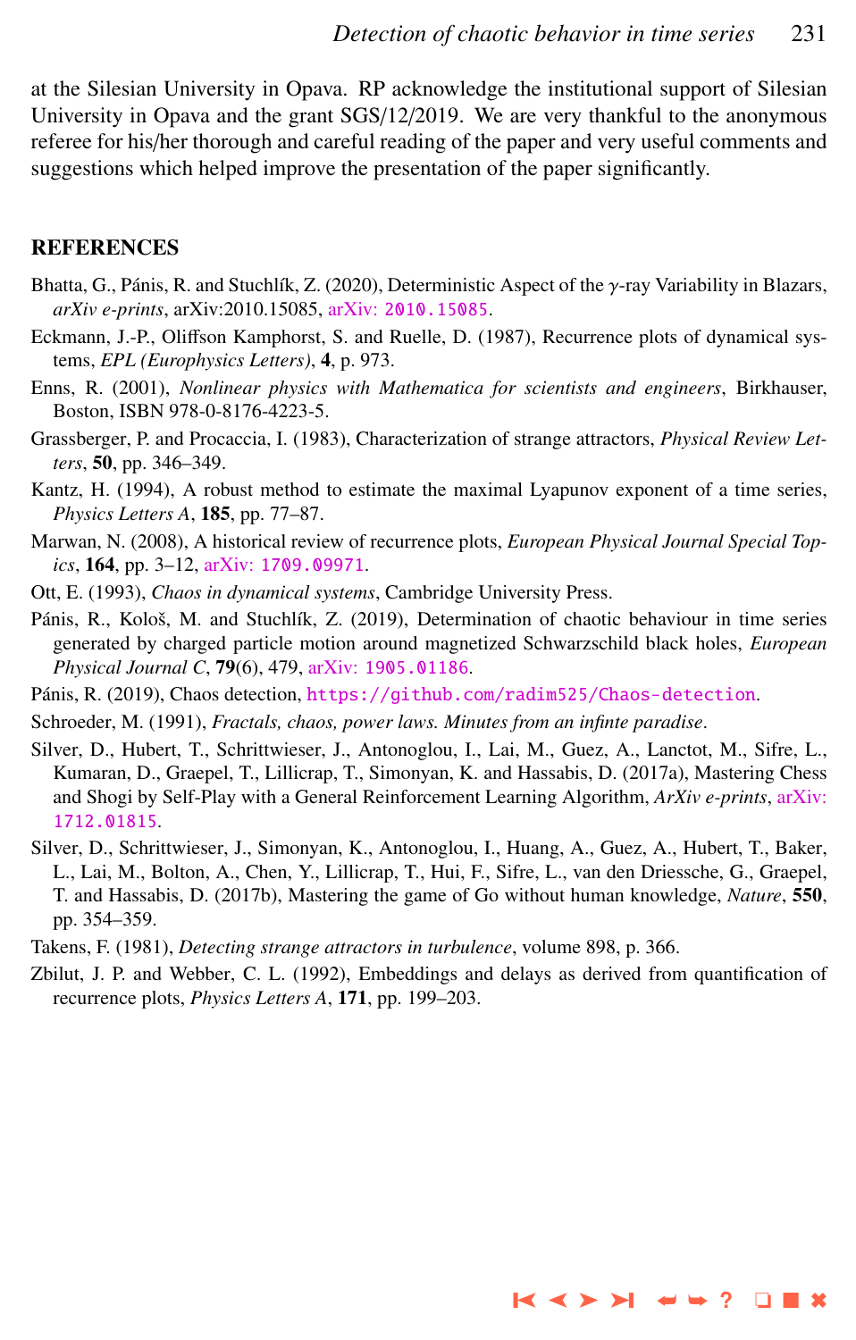at the Silesian University in Opava. RP acknowledge the institutional support of Silesian University in Opava and the grant SGS/12/2019. We are very thankful to the anonymous referee for his/her thorough and careful reading of the paper and very useful comments and suggestions which helped improve the presentation of the paper significantly.

## REFERENCES

Bhatta, G., Pánis, R. and Stuchlík, Z. (2020), Deterministic Aspect of the $\gamma$-ray Variability in Blazars, *arXiv e-prints*, arXiv:2010.15085, arXiv: 2010.15085.

Eckmann, J.-P., Oliffson Kamphorst, S. and Ruelle, D. (1987), Recurrence plots of dynamical systems, *EPL (Europhysics Letters)*, **4**, p. 973.

Enns, R. (2001), *Nonlinear physics with Mathematica for scientists and engineers*, Birkhauser, Boston, ISBN 978-0-8176-4223-5.

Grassberger, P. and Procaccia, I. (1983), Characterization of strange attractors, *Physical Review Letters*, **50**, pp. 346–349.

Kantz, H. (1994), A robust method to estimate the maximal Lyapunov exponent of a time series, *Physics Letters A*, **185**, pp. 77–87.

Marwan, N. (2008), A historical review of recurrence plots, *European Physical Journal Special Topics*, **164**, pp. 3–12, arXiv: 1709.09971.

Ott, E. (1993), *Chaos in dynamical systems*, Cambridge University Press.

Pánis, R., Kološ, M. and Stuchlík, Z. (2019), Determination of chaotic behaviour in time series generated by charged particle motion around magnetized Schwarzschild black holes, *European Physical Journal C*, **79**(6), 479, arXiv: 1905.01186.

Pánis, R. (2019), Chaos detection, https://github.com/radim525/Chaos-detection.

Schroeder, M. (1991), *Fractals, chaos, power laws. Minutes from an infinte paradise*.

Silver, D., Hubert, T., Schrittwieser, J., Antonoglou, I., Lai, M., Guez, A., Lanctot, M., Sifre, L., Kumaran, D., Graepel, T., Lillicrap, T., Simonyan, K. and Hassabis, D. (2017a), Mastering Chess and Shogi by Self-Play with a General Reinforcement Learning Algorithm, *ArXiv e-prints*, arXiv: 1712.01815.

Silver, D., Schrittwieser, J., Simonyan, K., Antonoglou, I., Huang, A., Guez, A., Hubert, T., Baker, L., Lai, M., Bolton, A., Chen, Y., Lillicrap, T., Hui, F., Sifre, L., van den Driessche, G., Graepel, T. and Hassabis, D. (2017b), Mastering the game of Go without human knowledge, *Nature*, **550**, pp. 354–359.

Takens, F. (1981), *Detecting strange attractors in turbulence*, volume 898, p. 366.

Zbilut, J. P. and Webber, C. L. (1992), Embeddings and delays as derived from quantification of recurrence plots, *Physics Letters A*, **171**, pp. 199–203.